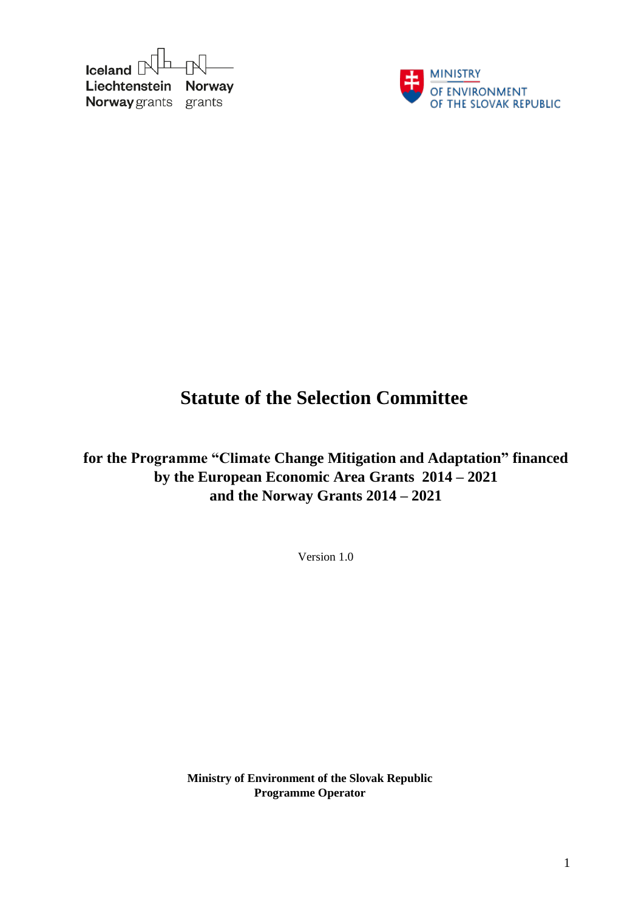Iceland Liechtenstein Norway grants

Norway grants

MINISTRY OF ENVIRONMENT OF THE SLOVAK REPUBLIC

# Statute of the Selection Committee

## for the Programme "Climate Change Mitigation and Adaptation" financed by the European Economic Area Grants 2014 – 2021 and the Norway Grants 2014 – 2021

Version 1.0

**Ministry of Environment of the Slovak Republic**
**Programme Operator**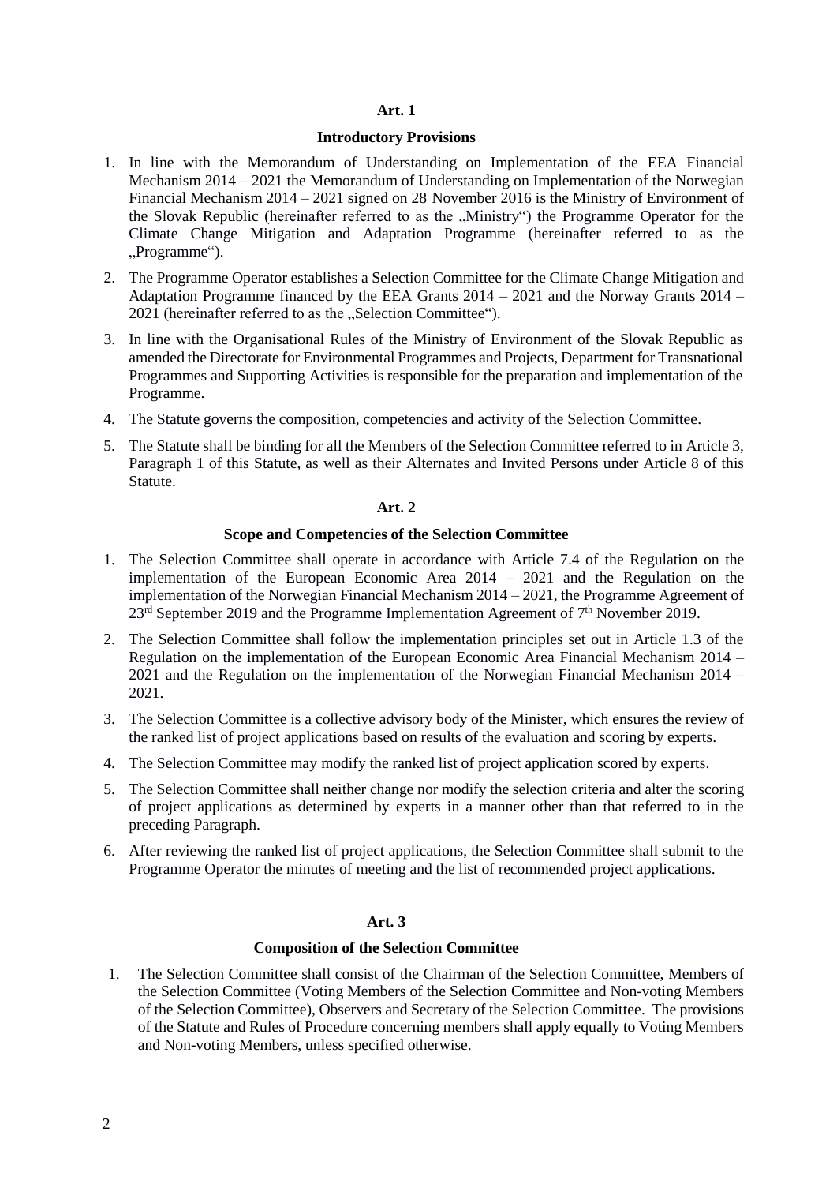## Art. 1

### Introductory Provisions

1. In line with the Memorandum of Understanding on Implementation of the EEA Financial Mechanism 2014 – 2021 the Memorandum of Understanding on Implementation of the Norwegian Financial Mechanism 2014 – 2021 signed on 28. November 2016 is the Ministry of Environment of the Slovak Republic (hereinafter referred to as the „Ministry") the Programme Operator for the Climate Change Mitigation and Adaptation Programme (hereinafter referred to as the „Programme").
2. The Programme Operator establishes a Selection Committee for the Climate Change Mitigation and Adaptation Programme financed by the EEA Grants 2014 – 2021 and the Norway Grants 2014 – 2021 (hereinafter referred to as the „Selection Committee").
3. In line with the Organisational Rules of the Ministry of Environment of the Slovak Republic as amended the Directorate for Environmental Programmes and Projects, Department for Transnational Programmes and Supporting Activities is responsible for the preparation and implementation of the Programme.
4. The Statute governs the composition, competencies and activity of the Selection Committee.
5. The Statute shall be binding for all the Members of the Selection Committee referred to in Article 3, Paragraph 1 of this Statute, as well as their Alternates and Invited Persons under Article 8 of this Statute.

## Art. 2

### Scope and Competencies of the Selection Committee

1. The Selection Committee shall operate in accordance with Article 7.4 of the Regulation on the implementation of the European Economic Area 2014 – 2021 and the Regulation on the implementation of the Norwegian Financial Mechanism 2014 – 2021, the Programme Agreement of 23rd September 2019 and the Programme Implementation Agreement of 7th November 2019.
2. The Selection Committee shall follow the implementation principles set out in Article 1.3 of the Regulation on the implementation of the European Economic Area Financial Mechanism 2014 – 2021 and the Regulation on the implementation of the Norwegian Financial Mechanism 2014 – 2021.
3. The Selection Committee is a collective advisory body of the Minister, which ensures the review of the ranked list of project applications based on results of the evaluation and scoring by experts.
4. The Selection Committee may modify the ranked list of project application scored by experts.
5. The Selection Committee shall neither change nor modify the selection criteria and alter the scoring of project applications as determined by experts in a manner other than that referred to in the preceding Paragraph.
6. After reviewing the ranked list of project applications, the Selection Committee shall submit to the Programme Operator the minutes of meeting and the list of recommended project applications.

## Art. 3

### Composition of the Selection Committee

1. The Selection Committee shall consist of the Chairman of the Selection Committee, Members of the Selection Committee (Voting Members of the Selection Committee and Non-voting Members of the Selection Committee), Observers and Secretary of the Selection Committee. The provisions of the Statute and Rules of Procedure concerning members shall apply equally to Voting Members and Non-voting Members, unless specified otherwise.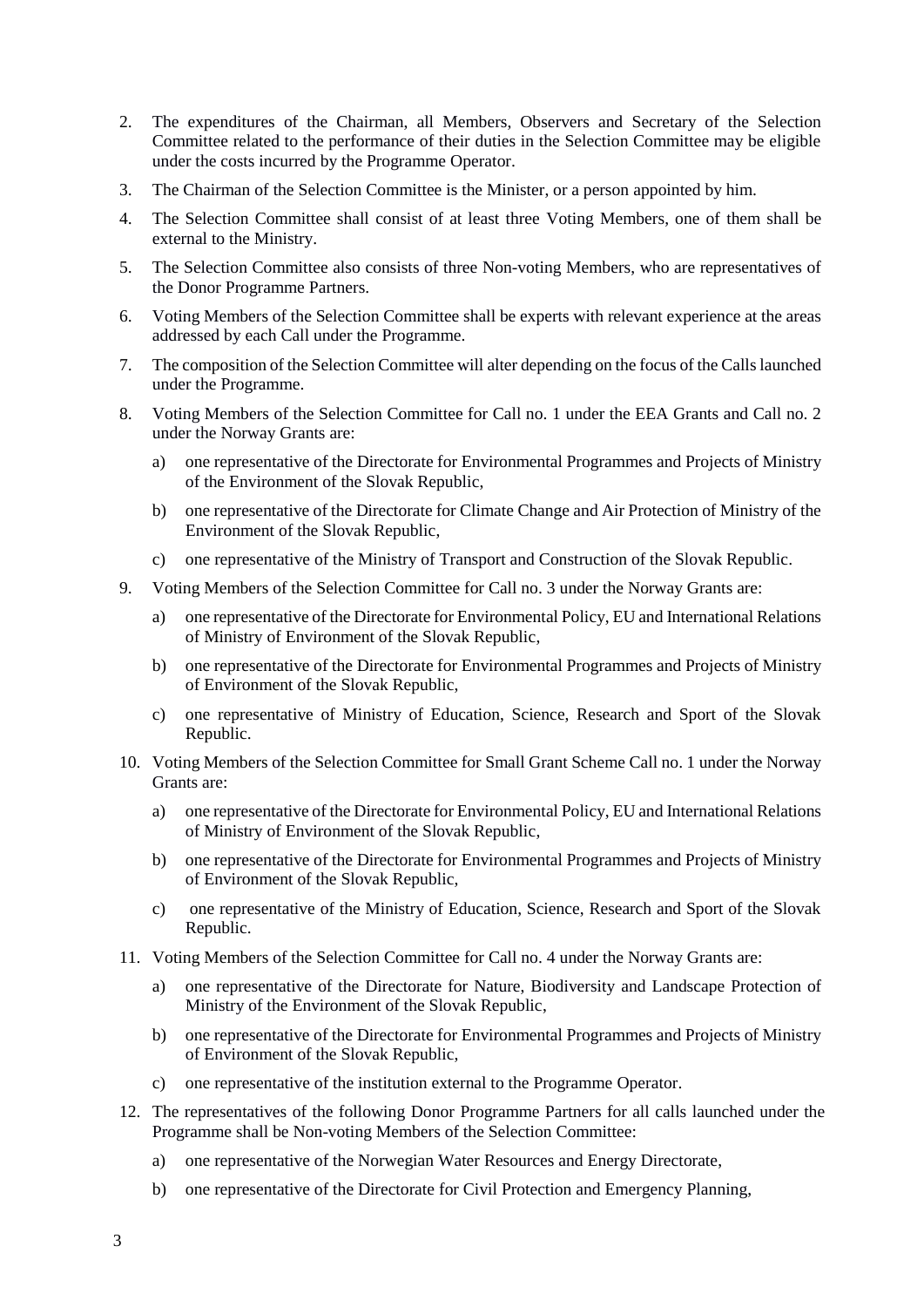2. The expenditures of the Chairman, all Members, Observers and Secretary of the Selection Committee related to the performance of their duties in the Selection Committee may be eligible under the costs incurred by the Programme Operator.
3. The Chairman of the Selection Committee is the Minister, or a person appointed by him.
4. The Selection Committee shall consist of at least three Voting Members, one of them shall be external to the Ministry.
5. The Selection Committee also consists of three Non-voting Members, who are representatives of the Donor Programme Partners.
6. Voting Members of the Selection Committee shall be experts with relevant experience at the areas addressed by each Call under the Programme.
7. The composition of the Selection Committee will alter depending on the focus of the Calls launched under the Programme.
8. Voting Members of the Selection Committee for Call no. 1 under the EEA Grants and Call no. 2 under the Norway Grants are:
   a) one representative of the Directorate for Environmental Programmes and Projects of Ministry of the Environment of the Slovak Republic,
   b) one representative of the Directorate for Climate Change and Air Protection of Ministry of the Environment of the Slovak Republic,
   c) one representative of the Ministry of Transport and Construction of the Slovak Republic.
9. Voting Members of the Selection Committee for Call no. 3 under the Norway Grants are:
   a) one representative of the Directorate for Environmental Policy, EU and International Relations of Ministry of Environment of the Slovak Republic,
   b) one representative of the Directorate for Environmental Programmes and Projects of Ministry of Environment of the Slovak Republic,
   c) one representative of Ministry of Education, Science, Research and Sport of the Slovak Republic.
10. Voting Members of the Selection Committee for Small Grant Scheme Call no. 1 under the Norway Grants are:
    a) one representative of the Directorate for Environmental Policy, EU and International Relations of Ministry of Environment of the Slovak Republic,
    b) one representative of the Directorate for Environmental Programmes and Projects of Ministry of Environment of the Slovak Republic,
    c) one representative of the Ministry of Education, Science, Research and Sport of the Slovak Republic.
11. Voting Members of the Selection Committee for Call no. 4 under the Norway Grants are:
    a) one representative of the Directorate for Nature, Biodiversity and Landscape Protection of Ministry of the Environment of the Slovak Republic,
    b) one representative of the Directorate for Environmental Programmes and Projects of Ministry of Environment of the Slovak Republic,
    c) one representative of the institution external to the Programme Operator.
12. The representatives of the following Donor Programme Partners for all calls launched under the Programme shall be Non-voting Members of the Selection Committee:
    a) one representative of the Norwegian Water Resources and Energy Directorate,
    b) one representative of the Directorate for Civil Protection and Emergency Planning,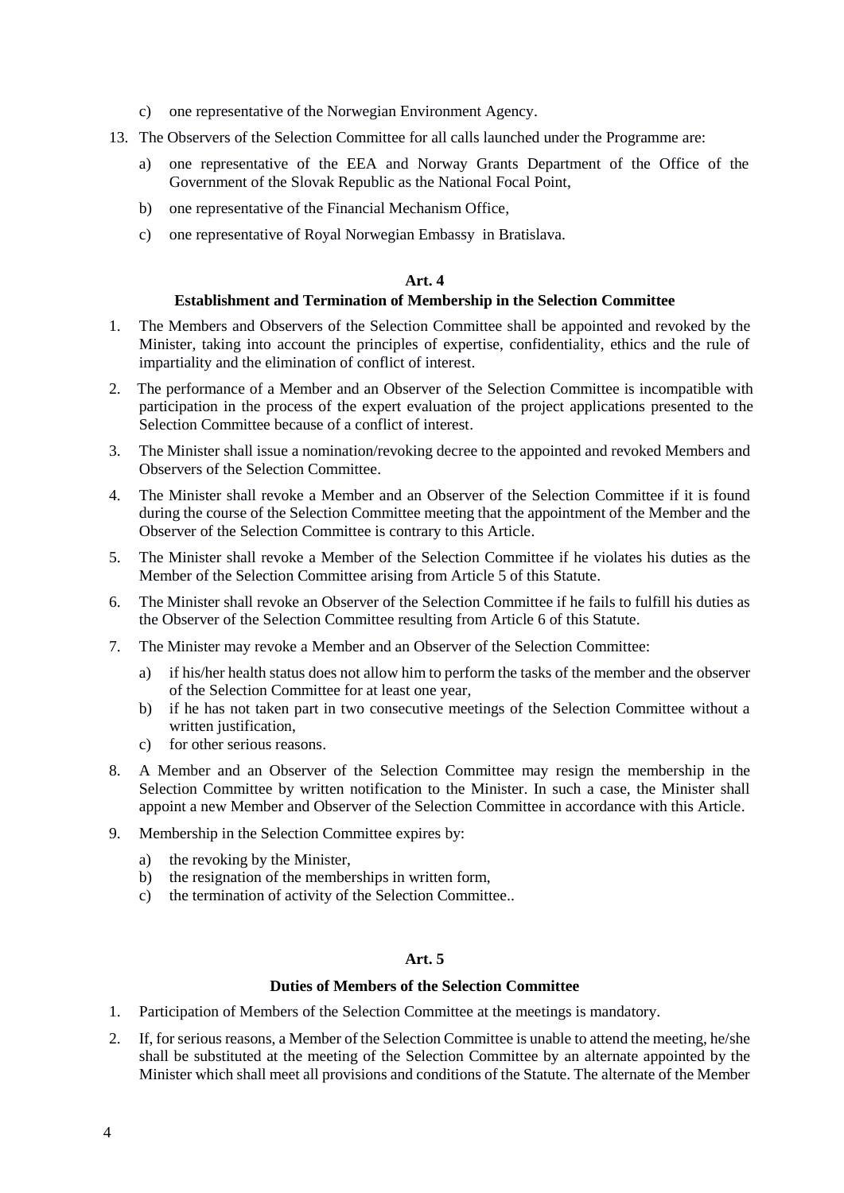c) one representative of the Norwegian Environment Agency.

13. The Observers of the Selection Committee for all calls launched under the Programme are:

    a) one representative of the EEA and Norway Grants Department of the Office of the Government of the Slovak Republic as the National Focal Point,

    b) one representative of the Financial Mechanism Office,

    c) one representative of Royal Norwegian Embassy in Bratislava.

**Art. 4**

**Establishment and Termination of Membership in the Selection Committee**

1. The Members and Observers of the Selection Committee shall be appointed and revoked by the Minister, taking into account the principles of expertise, confidentiality, ethics and the rule of impartiality and the elimination of conflict of interest.

2. The performance of a Member and an Observer of the Selection Committee is incompatible with participation in the process of the expert evaluation of the project applications presented to the Selection Committee because of a conflict of interest.

3. The Minister shall issue a nomination/revoking decree to the appointed and revoked Members and Observers of the Selection Committee.

4. The Minister shall revoke a Member and an Observer of the Selection Committee if it is found during the course of the Selection Committee meeting that the appointment of the Member and the Observer of the Selection Committee is contrary to this Article.

5. The Minister shall revoke a Member of the Selection Committee if he violates his duties as the Member of the Selection Committee arising from Article 5 of this Statute.

6. The Minister shall revoke an Observer of the Selection Committee if he fails to fulfill his duties as the Observer of the Selection Committee resulting from Article 6 of this Statute.

7. The Minister may revoke a Member and an Observer of the Selection Committee:

    a) if his/her health status does not allow him to perform the tasks of the member and the observer of the Selection Committee for at least one year,
    b) if he has not taken part in two consecutive meetings of the Selection Committee without a written justification,
    c) for other serious reasons.

8. A Member and an Observer of the Selection Committee may resign the membership in the Selection Committee by written notification to the Minister. In such a case, the Minister shall appoint a new Member and Observer of the Selection Committee in accordance with this Article.

9. Membership in the Selection Committee expires by:

    a) the revoking by the Minister,
    b) the resignation of the memberships in written form,
    c) the termination of activity of the Selection Committee..

**Art. 5**

**Duties of Members of the Selection Committee**

1. Participation of Members of the Selection Committee at the meetings is mandatory.

2. If, for serious reasons, a Member of the Selection Committee is unable to attend the meeting, he/she shall be substituted at the meeting of the Selection Committee by an alternate appointed by the Minister which shall meet all provisions and conditions of the Statute. The alternate of the Member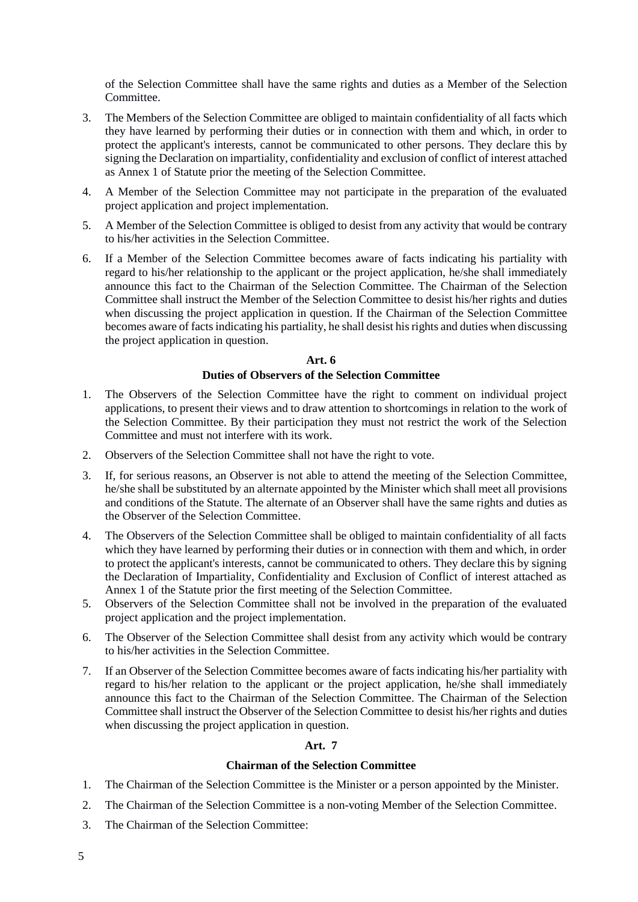of the Selection Committee shall have the same rights and duties as a Member of the Selection Committee.

3. The Members of the Selection Committee are obliged to maintain confidentiality of all facts which they have learned by performing their duties or in connection with them and which, in order to protect the applicant's interests, cannot be communicated to other persons. They declare this by signing the Declaration on impartiality, confidentiality and exclusion of conflict of interest attached as Annex 1 of Statute prior the meeting of the Selection Committee.
4. A Member of the Selection Committee may not participate in the preparation of the evaluated project application and project implementation.
5. A Member of the Selection Committee is obliged to desist from any activity that would be contrary to his/her activities in the Selection Committee.
6. If a Member of the Selection Committee becomes aware of facts indicating his partiality with regard to his/her relationship to the applicant or the project application, he/she shall immediately announce this fact to the Chairman of the Selection Committee. The Chairman of the Selection Committee shall instruct the Member of the Selection Committee to desist his/her rights and duties when discussing the project application in question. If the Chairman of the Selection Committee becomes aware of facts indicating his partiality, he shall desist his rights and duties when discussing the project application in question.

**Art. 6**

**Duties of Observers of the Selection Committee**

1. The Observers of the Selection Committee have the right to comment on individual project applications, to present their views and to draw attention to shortcomings in relation to the work of the Selection Committee. By their participation they must not restrict the work of the Selection Committee and must not interfere with its work.
2. Observers of the Selection Committee shall not have the right to vote.
3. If, for serious reasons, an Observer is not able to attend the meeting of the Selection Committee, he/she shall be substituted by an alternate appointed by the Minister which shall meet all provisions and conditions of the Statute. The alternate of an Observer shall have the same rights and duties as the Observer of the Selection Committee.
4. The Observers of the Selection Committee shall be obliged to maintain confidentiality of all facts which they have learned by performing their duties or in connection with them and which, in order to protect the applicant's interests, cannot be communicated to others. They declare this by signing the Declaration of Impartiality, Confidentiality and Exclusion of Conflict of interest attached as Annex 1 of the Statute prior the first meeting of the Selection Committee.
5. Observers of the Selection Committee shall not be involved in the preparation of the evaluated project application and the project implementation.
6. The Observer of the Selection Committee shall desist from any activity which would be contrary to his/her activities in the Selection Committee.
7. If an Observer of the Selection Committee becomes aware of facts indicating his/her partiality with regard to his/her relation to the applicant or the project application, he/she shall immediately announce this fact to the Chairman of the Selection Committee. The Chairman of the Selection Committee shall instruct the Observer of the Selection Committee to desist his/her rights and duties when discussing the project application in question.

**Art. 7**

**Chairman of the Selection Committee**

1. The Chairman of the Selection Committee is the Minister or a person appointed by the Minister.
2. The Chairman of the Selection Committee is a non-voting Member of the Selection Committee.
3. The Chairman of the Selection Committee: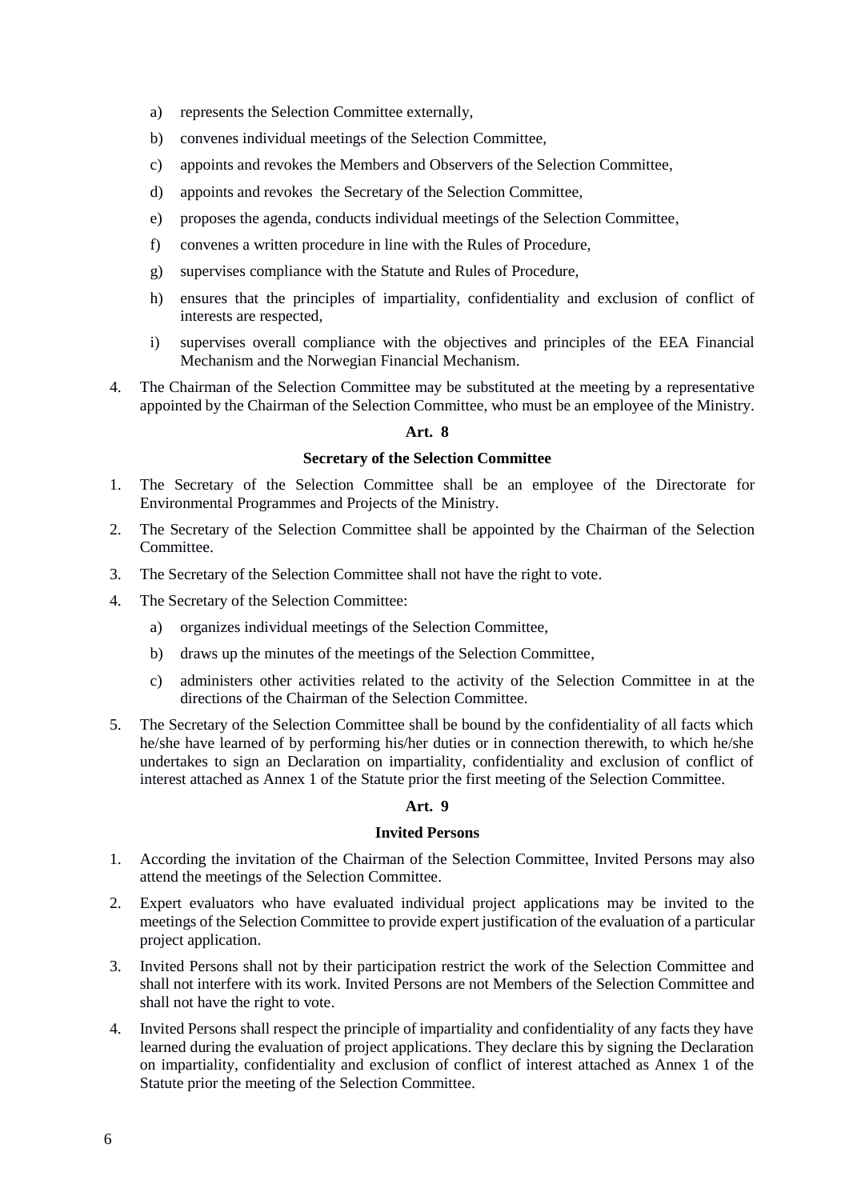a) represents the Selection Committee externally,

b) convenes individual meetings of the Selection Committee,

c) appoints and revokes the Members and Observers of the Selection Committee,

d) appoints and revokes the Secretary of the Selection Committee,

e) proposes the agenda, conducts individual meetings of the Selection Committee,

f) convenes a written procedure in line with the Rules of Procedure,

g) supervises compliance with the Statute and Rules of Procedure,

h) ensures that the principles of impartiality, confidentiality and exclusion of conflict of interests are respected,

i) supervises overall compliance with the objectives and principles of the EEA Financial Mechanism and the Norwegian Financial Mechanism.

4. The Chairman of the Selection Committee may be substituted at the meeting by a representative appointed by the Chairman of the Selection Committee, who must be an employee of the Ministry.

**Art. 8**

**Secretary of the Selection Committee**

1. The Secretary of the Selection Committee shall be an employee of the Directorate for Environmental Programmes and Projects of the Ministry.
2. The Secretary of the Selection Committee shall be appointed by the Chairman of the Selection Committee.
3. The Secretary of the Selection Committee shall not have the right to vote.
4. The Secretary of the Selection Committee:
   a) organizes individual meetings of the Selection Committee,
   b) draws up the minutes of the meetings of the Selection Committee,
   c) administers other activities related to the activity of the Selection Committee in at the directions of the Chairman of the Selection Committee.
5. The Secretary of the Selection Committee shall be bound by the confidentiality of all facts which he/she have learned of by performing his/her duties or in connection therewith, to which he/she undertakes to sign an Declaration on impartiality, confidentiality and exclusion of conflict of interest attached as Annex 1 of the Statute prior the first meeting of the Selection Committee.

**Art. 9**

**Invited Persons**

1. According the invitation of the Chairman of the Selection Committee, Invited Persons may also attend the meetings of the Selection Committee.
2. Expert evaluators who have evaluated individual project applications may be invited to the meetings of the Selection Committee to provide expert justification of the evaluation of a particular project application.
3. Invited Persons shall not by their participation restrict the work of the Selection Committee and shall not interfere with its work. Invited Persons are not Members of the Selection Committee and shall not have the right to vote.
4. Invited Persons shall respect the principle of impartiality and confidentiality of any facts they have learned during the evaluation of project applications. They declare this by signing the Declaration on impartiality, confidentiality and exclusion of conflict of interest attached as Annex 1 of the Statute prior the meeting of the Selection Committee.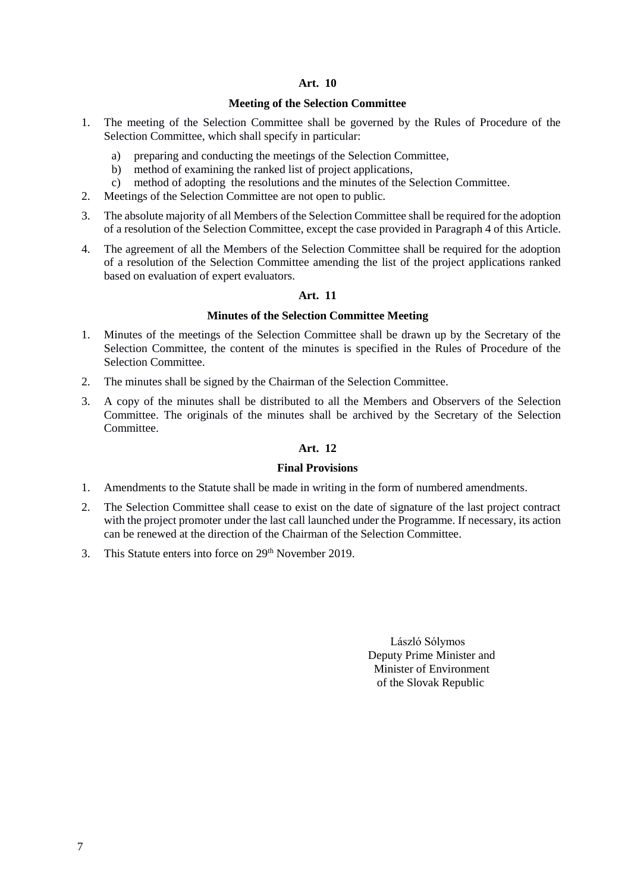## Art. 10

### Meeting of the Selection Committee

1. The meeting of the Selection Committee shall be governed by the Rules of Procedure of the Selection Committee, which shall specify in particular:
   a) preparing and conducting the meetings of the Selection Committee,
   b) method of examining the ranked list of project applications,
   c) method of adopting the resolutions and the minutes of the Selection Committee.
2. Meetings of the Selection Committee are not open to public.
3. The absolute majority of all Members of the Selection Committee shall be required for the adoption of a resolution of the Selection Committee, except the case provided in Paragraph 4 of this Article.
4. The agreement of all the Members of the Selection Committee shall be required for the adoption of a resolution of the Selection Committee amending the list of the project applications ranked based on evaluation of expert evaluators.

## Art. 11

### Minutes of the Selection Committee Meeting

1. Minutes of the meetings of the Selection Committee shall be drawn up by the Secretary of the Selection Committee, the content of the minutes is specified in the Rules of Procedure of the Selection Committee.
2. The minutes shall be signed by the Chairman of the Selection Committee.
3. A copy of the minutes shall be distributed to all the Members and Observers of the Selection Committee. The originals of the minutes shall be archived by the Secretary of the Selection Committee.

## Art. 12

### Final Provisions

1. Amendments to the Statute shall be made in writing in the form of numbered amendments.
2. The Selection Committee shall cease to exist on the date of signature of the last project contract with the project promoter under the last call launched under the Programme. If necessary, its action can be renewed at the direction of the Chairman of the Selection Committee.
3. This Statute enters into force on 29th November 2019.

László Sólymos
Deputy Prime Minister and
Minister of Environment
of the Slovak Republic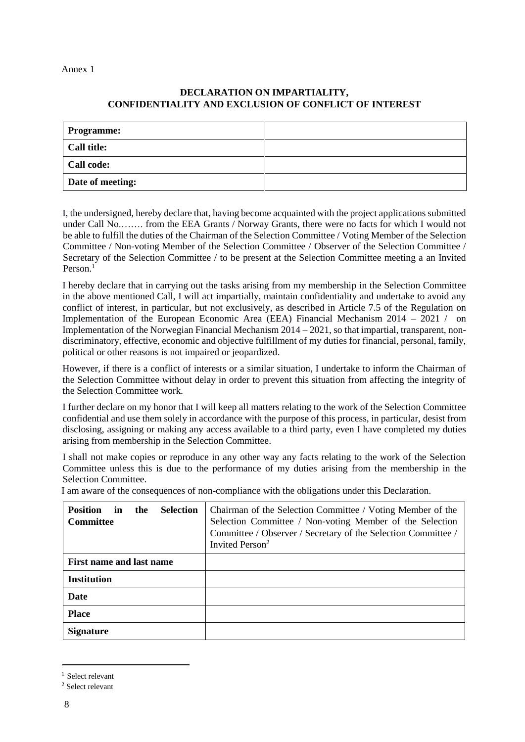Annex 1

## DECLARATION ON IMPARTIALITY, CONFIDENTIALITY AND EXCLUSION OF CONFLICT OF INTEREST

| | |
|---|---|
| **Programme:** | |
| **Call title:** | |
| **Call code:** | |
| **Date of meeting:** | |

I, the undersigned, hereby declare that, having become acquainted with the project applications submitted under Call No.……. from the EEA Grants / Norway Grants, there were no facts for which I would not be able to fulfill the duties of the Chairman of the Selection Committee / Voting Member of the Selection Committee / Non-voting Member of the Selection Committee / Observer of the Selection Committee / Secretary of the Selection Committee / to be present at the Selection Committee meeting a an Invited Person.[1]

I hereby declare that in carrying out the tasks arising from my membership in the Selection Committee in the above mentioned Call, I will act impartially, maintain confidentiality and undertake to avoid any conflict of interest, in particular, but not exclusively, as described in Article 7.5 of the Regulation on Implementation of the European Economic Area (EEA) Financial Mechanism 2014 – 2021 / on Implementation of the Norwegian Financial Mechanism 2014 – 2021, so that impartial, transparent, non-discriminatory, effective, economic and objective fulfillment of my duties for financial, personal, family, political or other reasons is not impaired or jeopardized.

However, if there is a conflict of interests or a similar situation, I undertake to inform the Chairman of the Selection Committee without delay in order to prevent this situation from affecting the integrity of the Selection Committee work.

I further declare on my honor that I will keep all matters relating to the work of the Selection Committee confidential and use them solely in accordance with the purpose of this process, in particular, desist from disclosing, assigning or making any access available to a third party, even I have completed my duties arising from membership in the Selection Committee.

I shall not make copies or reproduce in any other way any facts relating to the work of the Selection Committee unless this is due to the performance of my duties arising from the membership in the Selection Committee.

I am aware of the consequences of non-compliance with the obligations under this Declaration.

| | |
|---|---|
| **Position in the Selection Committee** | Chairman of the Selection Committee / Voting Member of the Selection Committee / Non-voting Member of the Selection Committee / Observer / Secretary of the Selection Committee / Invited Person[2] |
| **First name and last name** | |
| **Institution** | |
| **Date** | |
| **Place** | |
| **Signature** | |

[1] Select relevant

[2] Select relevant